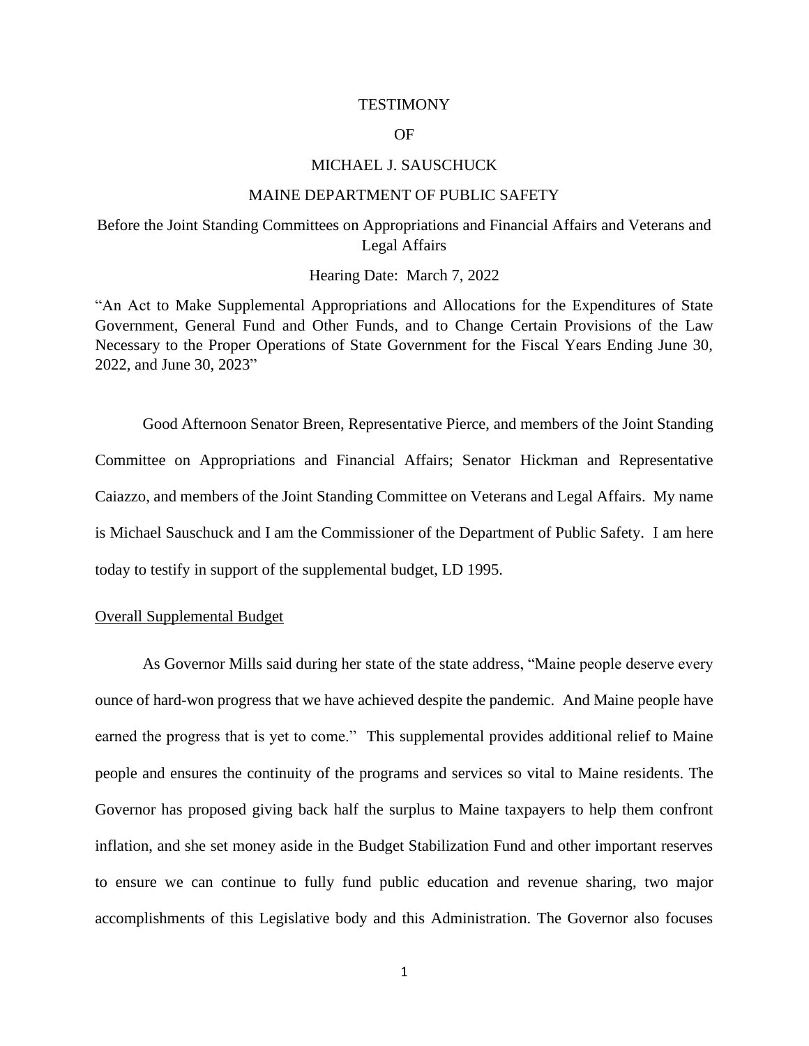TESTIMONY

OF

MICHAEL J. SAUSCHUCK

MAINE DEPARTMENT OF PUBLIC SAFETY

Before the Joint Standing Committees on Appropriations and Financial Affairs and Veterans and Legal Affairs

Hearing Date: March 7, 2022

"An Act to Make Supplemental Appropriations and Allocations for the Expenditures of State Government, General Fund and Other Funds, and to Change Certain Provisions of the Law Necessary to the Proper Operations of State Government for the Fiscal Years Ending June 30, 2022, and June 30, 2023"

Good Afternoon Senator Breen, Representative Pierce, and members of the Joint Standing Committee on Appropriations and Financial Affairs; Senator Hickman and Representative Caiazzo, and members of the Joint Standing Committee on Veterans and Legal Affairs. My name is Michael Sauschuck and I am the Commissioner of the Department of Public Safety. I am here today to testify in support of the supplemental budget, LD 1995.

<u>Overall Supplemental Budget</u>

As Governor Mills said during her state of the state address, "Maine people deserve every ounce of hard-won progress that we have achieved despite the pandemic. And Maine people have earned the progress that is yet to come." This supplemental provides additional relief to Maine people and ensures the continuity of the programs and services so vital to Maine residents. The Governor has proposed giving back half the surplus to Maine taxpayers to help them confront inflation, and she set money aside in the Budget Stabilization Fund and other important reserves to ensure we can continue to fully fund public education and revenue sharing, two major accomplishments of this Legislative body and this Administration. The Governor also focuses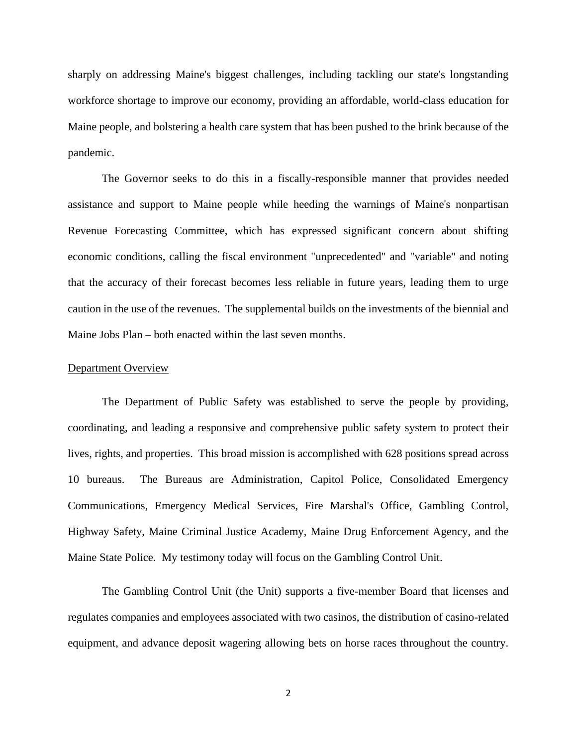sharply on addressing Maine's biggest challenges, including tackling our state's longstanding workforce shortage to improve our economy, providing an affordable, world-class education for Maine people, and bolstering a health care system that has been pushed to the brink because of the pandemic.

The Governor seeks to do this in a fiscally-responsible manner that provides needed assistance and support to Maine people while heeding the warnings of Maine's nonpartisan Revenue Forecasting Committee, which has expressed significant concern about shifting economic conditions, calling the fiscal environment "unprecedented" and "variable" and noting that the accuracy of their forecast becomes less reliable in future years, leading them to urge caution in the use of the revenues. The supplemental builds on the investments of the biennial and Maine Jobs Plan – both enacted within the last seven months.

<u>Department Overview</u>

The Department of Public Safety was established to serve the people by providing, coordinating, and leading a responsive and comprehensive public safety system to protect their lives, rights, and properties. This broad mission is accomplished with 628 positions spread across 10 bureaus. The Bureaus are Administration, Capitol Police, Consolidated Emergency Communications, Emergency Medical Services, Fire Marshal's Office, Gambling Control, Highway Safety, Maine Criminal Justice Academy, Maine Drug Enforcement Agency, and the Maine State Police. My testimony today will focus on the Gambling Control Unit.

The Gambling Control Unit (the Unit) supports a five-member Board that licenses and regulates companies and employees associated with two casinos, the distribution of casino-related equipment, and advance deposit wagering allowing bets on horse races throughout the country.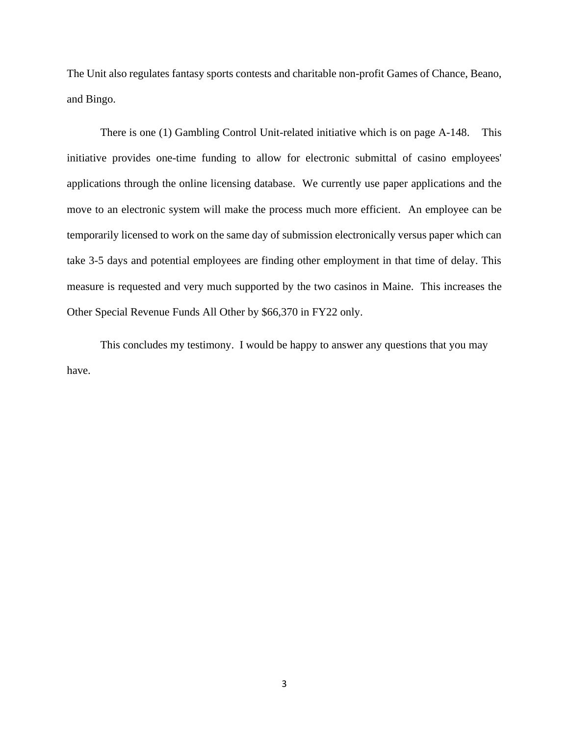The Unit also regulates fantasy sports contests and charitable non-profit Games of Chance, Beano, and Bingo.

There is one (1) Gambling Control Unit-related initiative which is on page A-148. This initiative provides one-time funding to allow for electronic submittal of casino employees' applications through the online licensing database. We currently use paper applications and the move to an electronic system will make the process much more efficient. An employee can be temporarily licensed to work on the same day of submission electronically versus paper which can take 3-5 days and potential employees are finding other employment in that time of delay. This measure is requested and very much supported by the two casinos in Maine. This increases the Other Special Revenue Funds All Other by $66,370 in FY22 only.

This concludes my testimony. I would be happy to answer any questions that you may have.